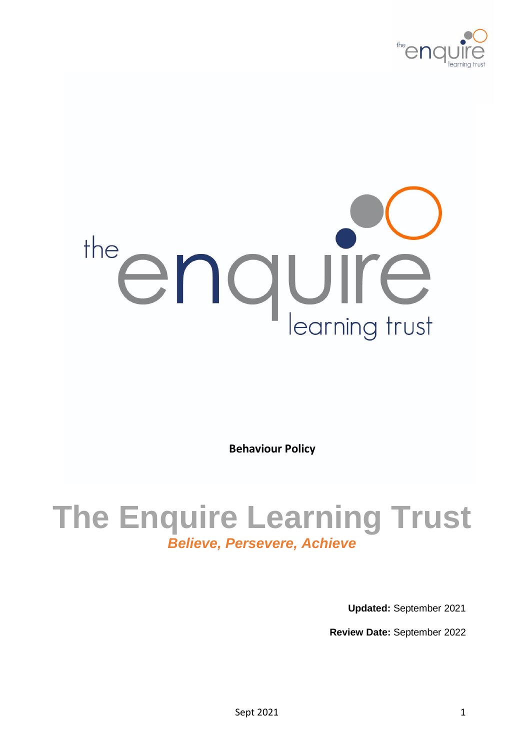**Behaviour Policy**

# The Enquire Learning Trust

***Believe, Persevere, Achieve***

**Updated:** September 2021

**Review Date:** September 2022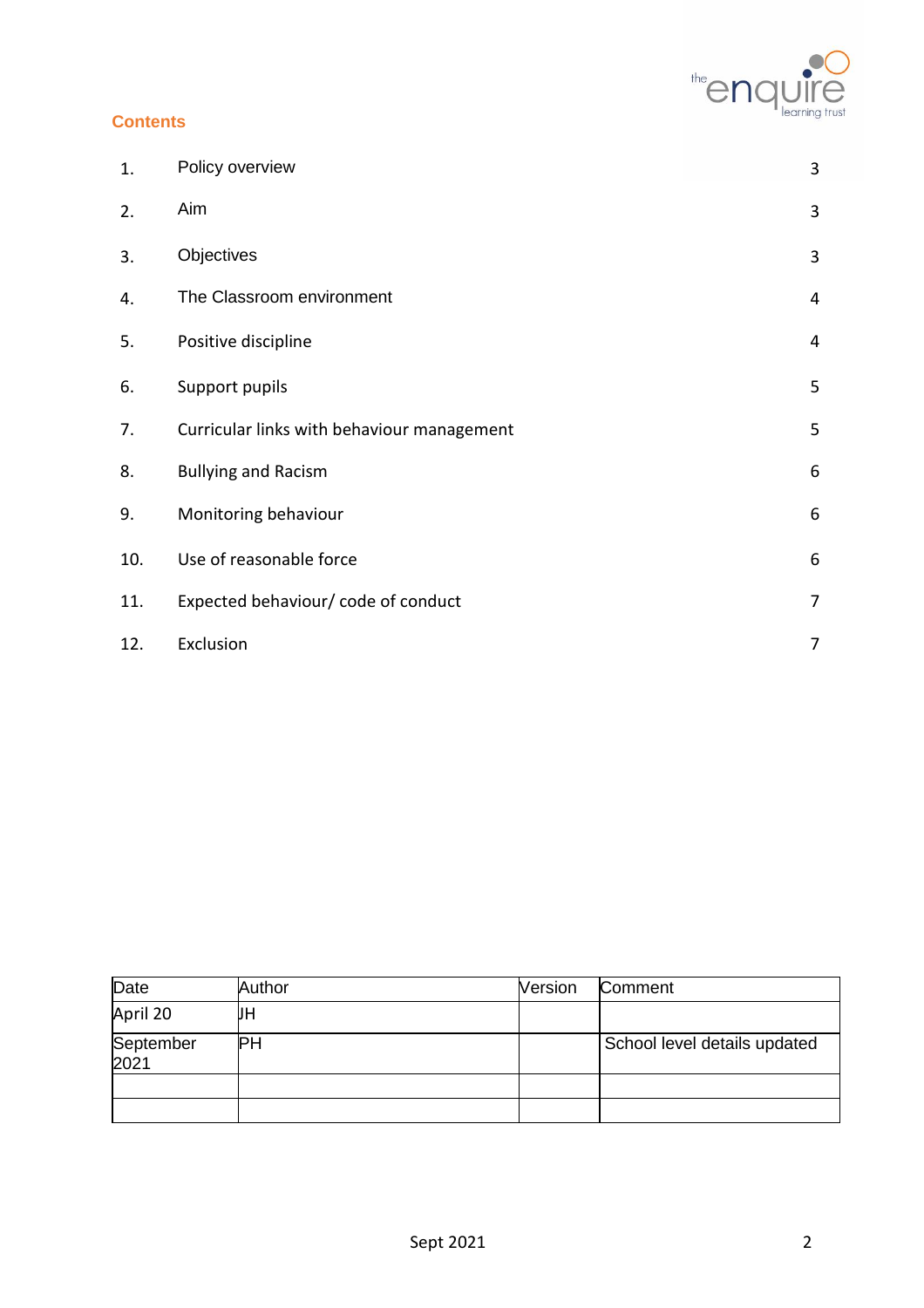## Contents

| | | |
|---|---|---|
| 1. | Policy overview | 3 |
| 2. | Aim | 3 |
| 3. | Objectives | 3 |
| 4. | The Classroom environment | 4 |
| 5. | Positive discipline | 4 |
| 6. | Support pupils | 5 |
| 7. | Curricular links with behaviour management | 5 |
| 8. | Bullying and Racism | 6 |
| 9. | Monitoring behaviour | 6 |
| 10. | Use of reasonable force | 6 |
| 11. | Expected behaviour/ code of conduct | 7 |
| 12. | Exclusion | 7 |

| Date | Author | Version | Comment |
|---|---|---|---|
| April 20 | JH | | |
| September 2021 | PH | | School level details updated |
| | | | |
| | | | |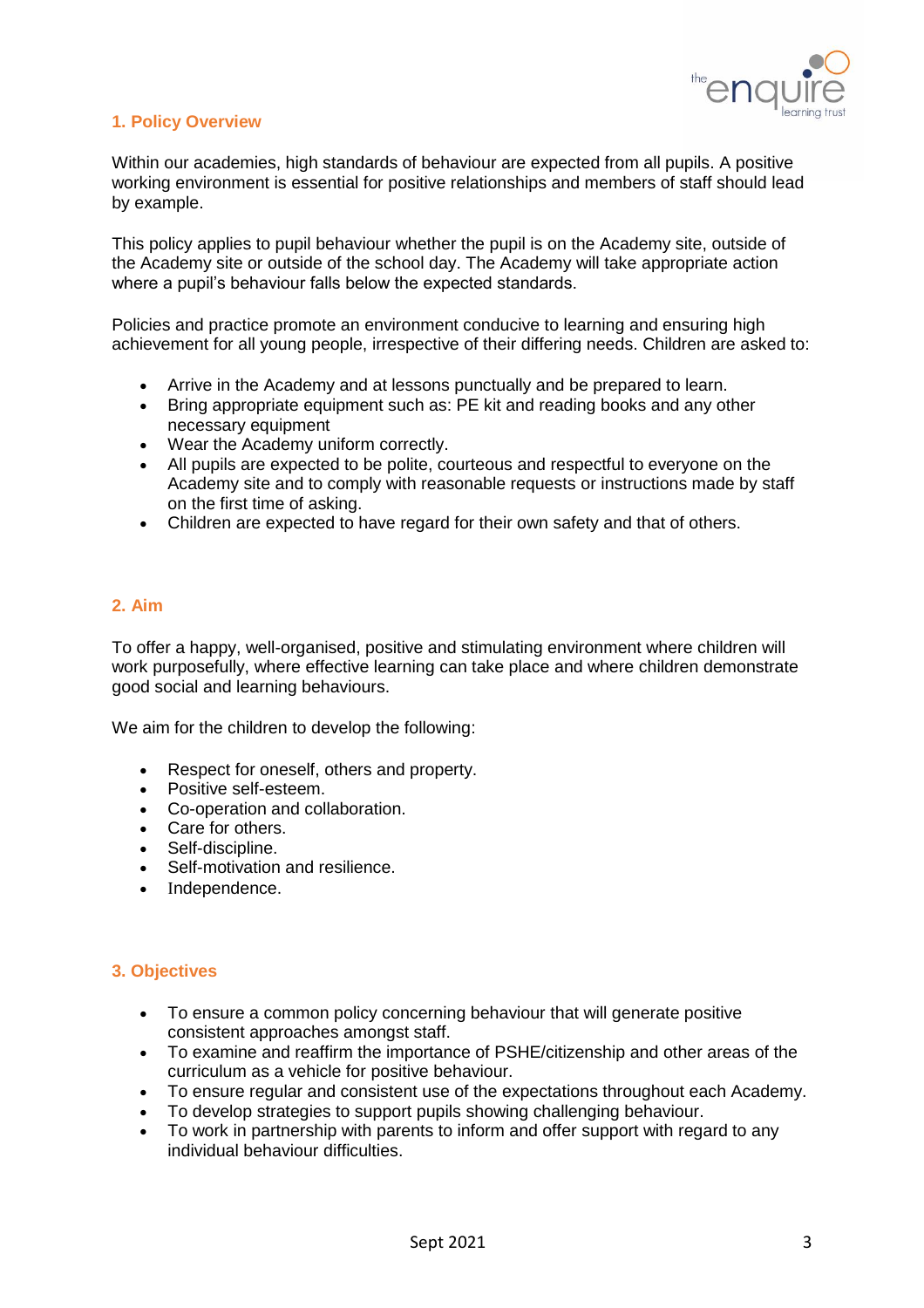## 1. Policy Overview

Within our academies, high standards of behaviour are expected from all pupils. A positive working environment is essential for positive relationships and members of staff should lead by example.

This policy applies to pupil behaviour whether the pupil is on the Academy site, outside of the Academy site or outside of the school day. The Academy will take appropriate action where a pupil's behaviour falls below the expected standards.

Policies and practice promote an environment conducive to learning and ensuring high achievement for all young people, irrespective of their differing needs. Children are asked to:

- Arrive in the Academy and at lessons punctually and be prepared to learn.
- Bring appropriate equipment such as: PE kit and reading books and any other necessary equipment
- Wear the Academy uniform correctly.
- All pupils are expected to be polite, courteous and respectful to everyone on the Academy site and to comply with reasonable requests or instructions made by staff on the first time of asking.
- Children are expected to have regard for their own safety and that of others.

## 2. Aim

To offer a happy, well-organised, positive and stimulating environment where children will work purposefully, where effective learning can take place and where children demonstrate good social and learning behaviours.

We aim for the children to develop the following:

- Respect for oneself, others and property.
- Positive self-esteem.
- Co-operation and collaboration.
- Care for others.
- Self-discipline.
- Self-motivation and resilience.
- Independence.

## 3. Objectives

- To ensure a common policy concerning behaviour that will generate positive consistent approaches amongst staff.
- To examine and reaffirm the importance of PSHE/citizenship and other areas of the curriculum as a vehicle for positive behaviour.
- To ensure regular and consistent use of the expectations throughout each Academy.
- To develop strategies to support pupils showing challenging behaviour.
- To work in partnership with parents to inform and offer support with regard to any individual behaviour difficulties.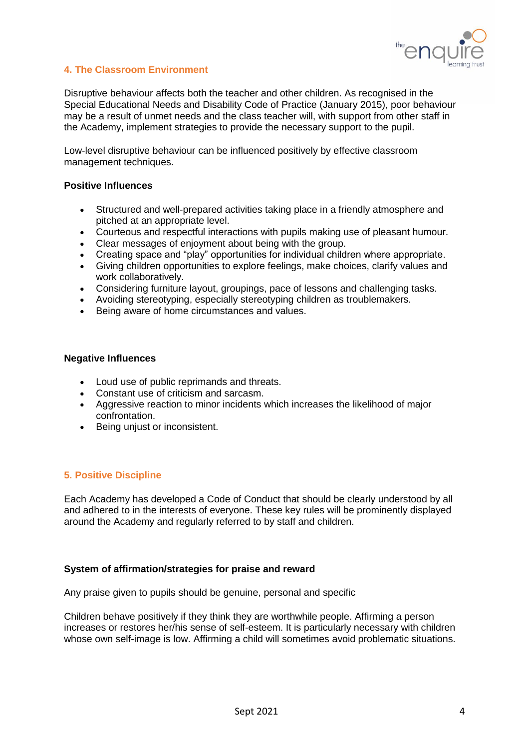## 4. The Classroom Environment

Disruptive behaviour affects both the teacher and other children. As recognised in the Special Educational Needs and Disability Code of Practice (January 2015), poor behaviour may be a result of unmet needs and the class teacher will, with support from other staff in the Academy, implement strategies to provide the necessary support to the pupil.

Low-level disruptive behaviour can be influenced positively by effective classroom management techniques.

**Positive Influences**

- Structured and well-prepared activities taking place in a friendly atmosphere and pitched at an appropriate level.
- Courteous and respectful interactions with pupils making use of pleasant humour.
- Clear messages of enjoyment about being with the group.
- Creating space and "play" opportunities for individual children where appropriate.
- Giving children opportunities to explore feelings, make choices, clarify values and work collaboratively.
- Considering furniture layout, groupings, pace of lessons and challenging tasks.
- Avoiding stereotyping, especially stereotyping children as troublemakers.
- Being aware of home circumstances and values.

**Negative Influences**

- Loud use of public reprimands and threats.
- Constant use of criticism and sarcasm.
- Aggressive reaction to minor incidents which increases the likelihood of major confrontation.
- Being unjust or inconsistent.

## 5. Positive Discipline

Each Academy has developed a Code of Conduct that should be clearly understood by all and adhered to in the interests of everyone. These key rules will be prominently displayed around the Academy and regularly referred to by staff and children.

**System of affirmation/strategies for praise and reward**

Any praise given to pupils should be genuine, personal and specific

Children behave positively if they think they are worthwhile people. Affirming a person increases or restores her/his sense of self-esteem. It is particularly necessary with children whose own self-image is low. Affirming a child will sometimes avoid problematic situations.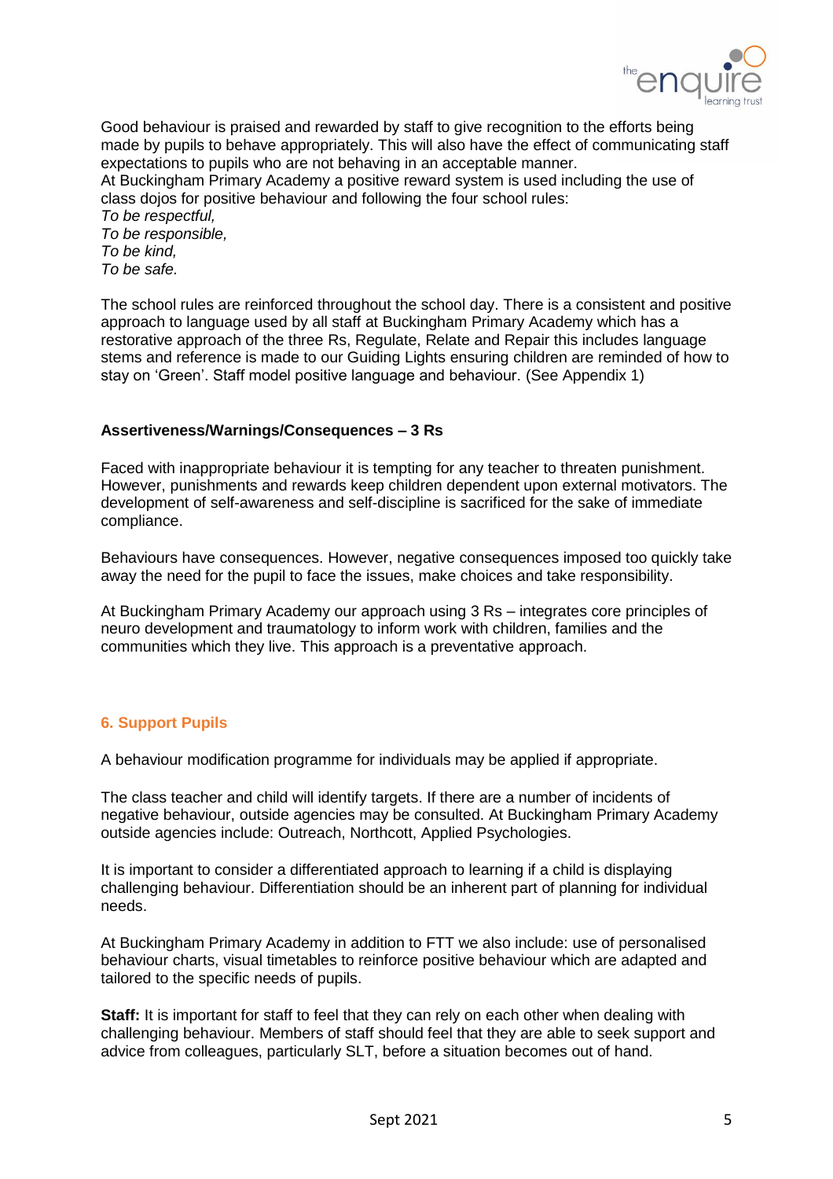Good behaviour is praised and rewarded by staff to give recognition to the efforts being made by pupils to behave appropriately. This will also have the effect of communicating staff expectations to pupils who are not behaving in an acceptable manner.
At Buckingham Primary Academy a positive reward system is used including the use of class dojos for positive behaviour and following the four school rules:
*To be respectful,*
*To be responsible,*
*To be kind,*
*To be safe.*

The school rules are reinforced throughout the school day. There is a consistent and positive approach to language used by all staff at Buckingham Primary Academy which has a restorative approach of the three Rs, Regulate, Relate and Repair this includes language stems and reference is made to our Guiding Lights ensuring children are reminded of how to stay on 'Green'. Staff model positive language and behaviour. (See Appendix 1)

**Assertiveness/Warnings/Consequences – 3 Rs**

Faced with inappropriate behaviour it is tempting for any teacher to threaten punishment. However, punishments and rewards keep children dependent upon external motivators. The development of self-awareness and self-discipline is sacrificed for the sake of immediate compliance.

Behaviours have consequences. However, negative consequences imposed too quickly take away the need for the pupil to face the issues, make choices and take responsibility.

At Buckingham Primary Academy our approach using 3 Rs – integrates core principles of neuro development and traumatology to inform work with children, families and the communities which they live. This approach is a preventative approach.

## 6. Support Pupils

A behaviour modification programme for individuals may be applied if appropriate.

The class teacher and child will identify targets. If there are a number of incidents of negative behaviour, outside agencies may be consulted. At Buckingham Primary Academy outside agencies include: Outreach, Northcott, Applied Psychologies.

It is important to consider a differentiated approach to learning if a child is displaying challenging behaviour. Differentiation should be an inherent part of planning for individual needs.

At Buckingham Primary Academy in addition to FTT we also include: use of personalised behaviour charts, visual timetables to reinforce positive behaviour which are adapted and tailored to the specific needs of pupils.

**Staff:** It is important for staff to feel that they can rely on each other when dealing with challenging behaviour. Members of staff should feel that they are able to seek support and advice from colleagues, particularly SLT, before a situation becomes out of hand.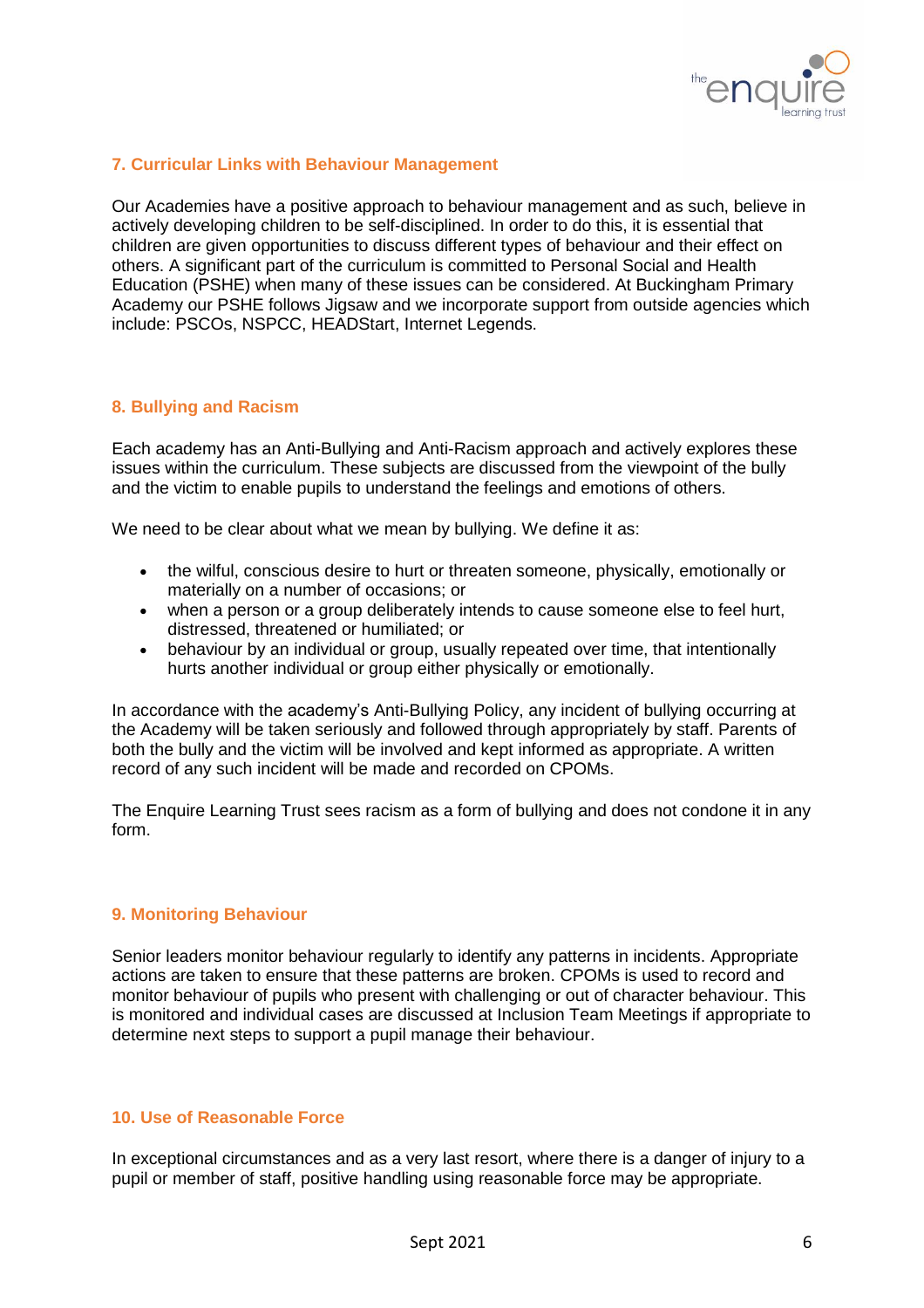## 7. Curricular Links with Behaviour Management

Our Academies have a positive approach to behaviour management and as such, believe in actively developing children to be self-disciplined. In order to do this, it is essential that children are given opportunities to discuss different types of behaviour and their effect on others. A significant part of the curriculum is committed to Personal Social and Health Education (PSHE) when many of these issues can be considered. At Buckingham Primary Academy our PSHE follows Jigsaw and we incorporate support from outside agencies which include: PSCOs, NSPCC, HEADStart, Internet Legends.

## 8. Bullying and Racism

Each academy has an Anti-Bullying and Anti-Racism approach and actively explores these issues within the curriculum. These subjects are discussed from the viewpoint of the bully and the victim to enable pupils to understand the feelings and emotions of others.

We need to be clear about what we mean by bullying. We define it as:

- the wilful, conscious desire to hurt or threaten someone, physically, emotionally or materially on a number of occasions; or
- when a person or a group deliberately intends to cause someone else to feel hurt, distressed, threatened or humiliated; or
- behaviour by an individual or group, usually repeated over time, that intentionally hurts another individual or group either physically or emotionally.

In accordance with the academy's Anti-Bullying Policy, any incident of bullying occurring at the Academy will be taken seriously and followed through appropriately by staff. Parents of both the bully and the victim will be involved and kept informed as appropriate. A written record of any such incident will be made and recorded on CPOMs.

The Enquire Learning Trust sees racism as a form of bullying and does not condone it in any form.

## 9. Monitoring Behaviour

Senior leaders monitor behaviour regularly to identify any patterns in incidents. Appropriate actions are taken to ensure that these patterns are broken. CPOMs is used to record and monitor behaviour of pupils who present with challenging or out of character behaviour. This is monitored and individual cases are discussed at Inclusion Team Meetings if appropriate to determine next steps to support a pupil manage their behaviour.

## 10. Use of Reasonable Force

In exceptional circumstances and as a very last resort, where there is a danger of injury to a pupil or member of staff, positive handling using reasonable force may be appropriate.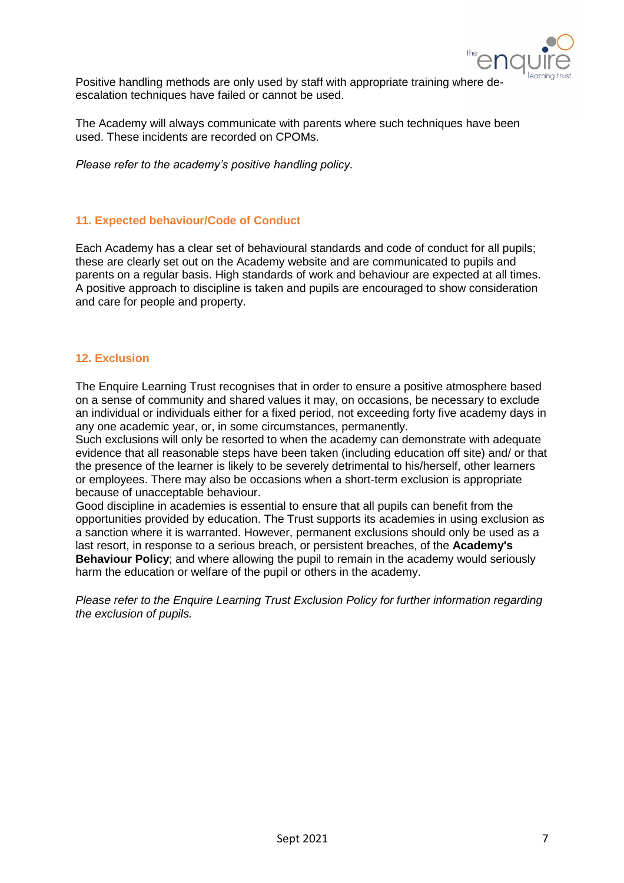Positive handling methods are only used by staff with appropriate training where de-escalation techniques have failed or cannot be used.

The Academy will always communicate with parents where such techniques have been used. These incidents are recorded on CPOMs.

*Please refer to the academy's positive handling policy.*

## 11. Expected behaviour/Code of Conduct

Each Academy has a clear set of behavioural standards and code of conduct for all pupils; these are clearly set out on the Academy website and are communicated to pupils and parents on a regular basis. High standards of work and behaviour are expected at all times. A positive approach to discipline is taken and pupils are encouraged to show consideration and care for people and property.

## 12. Exclusion

The Enquire Learning Trust recognises that in order to ensure a positive atmosphere based on a sense of community and shared values it may, on occasions, be necessary to exclude an individual or individuals either for a fixed period, not exceeding forty five academy days in any one academic year, or, in some circumstances, permanently.
Such exclusions will only be resorted to when the academy can demonstrate with adequate evidence that all reasonable steps have been taken (including education off site) and/ or that the presence of the learner is likely to be severely detrimental to his/herself, other learners or employees. There may also be occasions when a short-term exclusion is appropriate because of unacceptable behaviour.
Good discipline in academies is essential to ensure that all pupils can benefit from the opportunities provided by education. The Trust supports its academies in using exclusion as a sanction where it is warranted. However, permanent exclusions should only be used as a last resort, in response to a serious breach, or persistent breaches, of the **Academy's Behaviour Policy**; and where allowing the pupil to remain in the academy would seriously harm the education or welfare of the pupil or others in the academy.

*Please refer to the Enquire Learning Trust Exclusion Policy for further information regarding the exclusion of pupils.*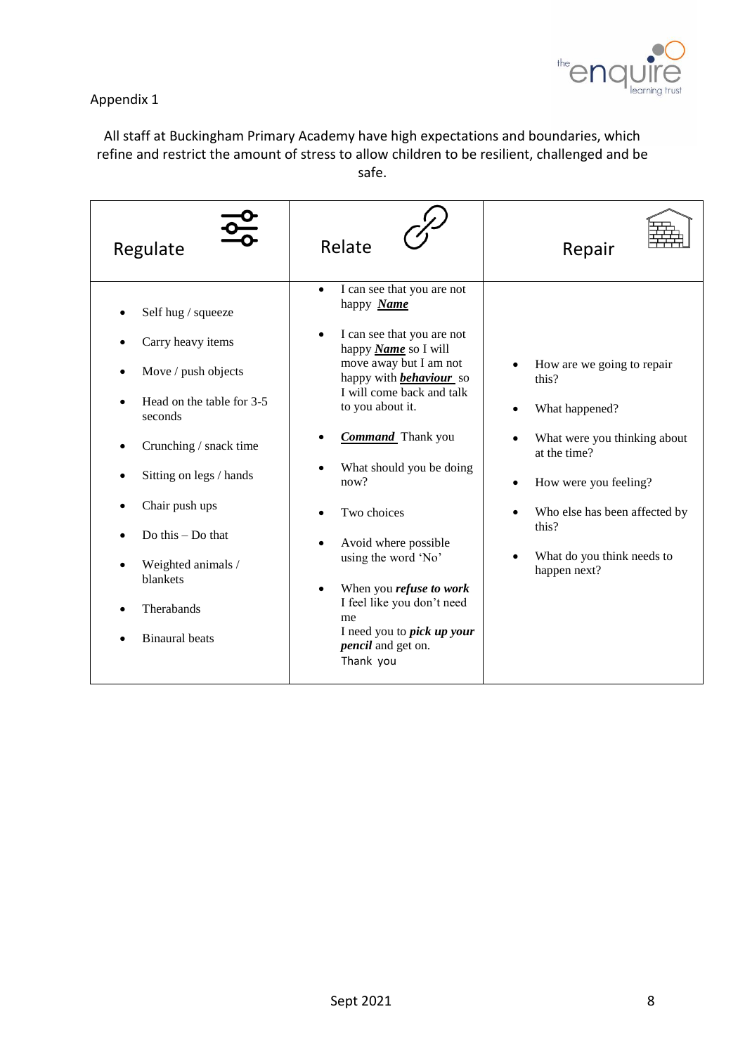Appendix 1

All staff at Buckingham Primary Academy have high expectations and boundaries, which refine and restrict the amount of stress to allow children to be resilient, challenged and be safe.

| Regulate | Relate | Repair |
|---|---|---|
| • Self hug / squeeze<br>• Carry heavy items<br>• Move / push objects<br>• Head on the table for 3-5 seconds<br>• Crunching / snack time<br>• Sitting on legs / hands<br>• Chair push ups<br>• Do this – Do that<br>• Weighted animals / blankets<br>• Therabands<br>• Binaural beats | • I can see that you are not happy ***<u>Name</u>***<br>• I can see that you are not happy ***<u>Name</u>*** so I will move away but I am not happy with ***<u>behaviour</u>*** so I will come back and talk to you about it.<br>• ***<u>Command</u>*** Thank you<br>• What should you be doing now?<br>• Two choices<br>• Avoid where possible using the word 'No'<br>• When you ***refuse to work*** I feel like you don't need me<br>I need you to ***pick up your pencil*** and get on.<br>Thank you | • How are we going to repair this?<br>• What happened?<br>• What were you thinking about at the time?<br>• How were you feeling?<br>• Who else has been affected by this?<br>• What do you think needs to happen next? |

Sept 2021